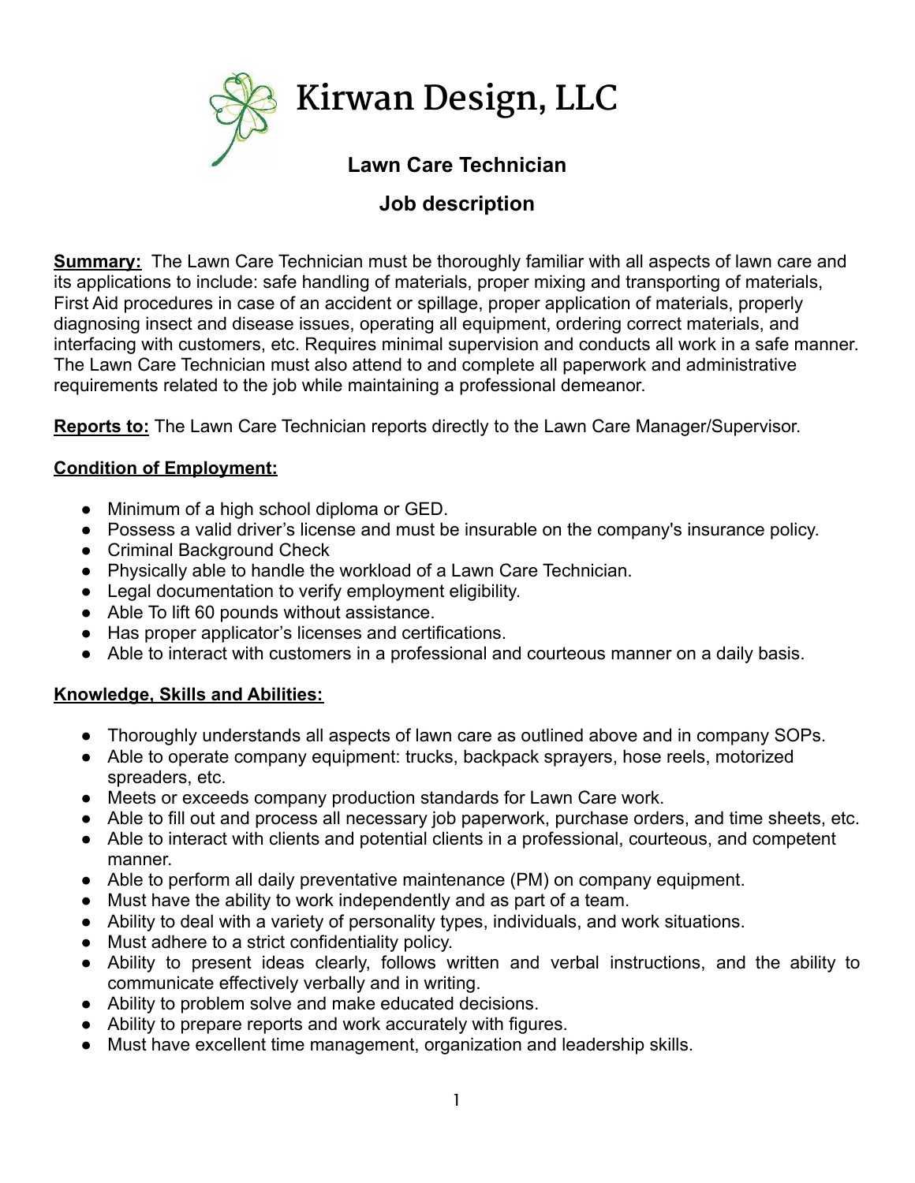# Kirwan Design, LLC

## Lawn Care Technician

## Job description

**Summary:** The Lawn Care Technician must be thoroughly familiar with all aspects of lawn care and its applications to include: safe handling of materials, proper mixing and transporting of materials, First Aid procedures in case of an accident or spillage, proper application of materials, properly diagnosing insect and disease issues, operating all equipment, ordering correct materials, and interfacing with customers, etc. Requires minimal supervision and conducts all work in a safe manner. The Lawn Care Technician must also attend to and complete all paperwork and administrative requirements related to the job while maintaining a professional demeanor.

**Reports to:** The Lawn Care Technician reports directly to the Lawn Care Manager/Supervisor.

**Condition of Employment:**

- Minimum of a high school diploma or GED.
- Possess a valid driver's license and must be insurable on the company's insurance policy.
- Criminal Background Check
- Physically able to handle the workload of a Lawn Care Technician.
- Legal documentation to verify employment eligibility.
- Able To lift 60 pounds without assistance.
- Has proper applicator's licenses and certifications.
- Able to interact with customers in a professional and courteous manner on a daily basis.

**Knowledge, Skills and Abilities:**

- Thoroughly understands all aspects of lawn care as outlined above and in company SOPs.
- Able to operate company equipment: trucks, backpack sprayers, hose reels, motorized spreaders, etc.
- Meets or exceeds company production standards for Lawn Care work.
- Able to fill out and process all necessary job paperwork, purchase orders, and time sheets, etc.
- Able to interact with clients and potential clients in a professional, courteous, and competent manner.
- Able to perform all daily preventative maintenance (PM) on company equipment.
- Must have the ability to work independently and as part of a team.
- Ability to deal with a variety of personality types, individuals, and work situations.
- Must adhere to a strict confidentiality policy.
- Ability to present ideas clearly, follows written and verbal instructions, and the ability to communicate effectively verbally and in writing.
- Ability to problem solve and make educated decisions.
- Ability to prepare reports and work accurately with figures.
- Must have excellent time management, organization and leadership skills.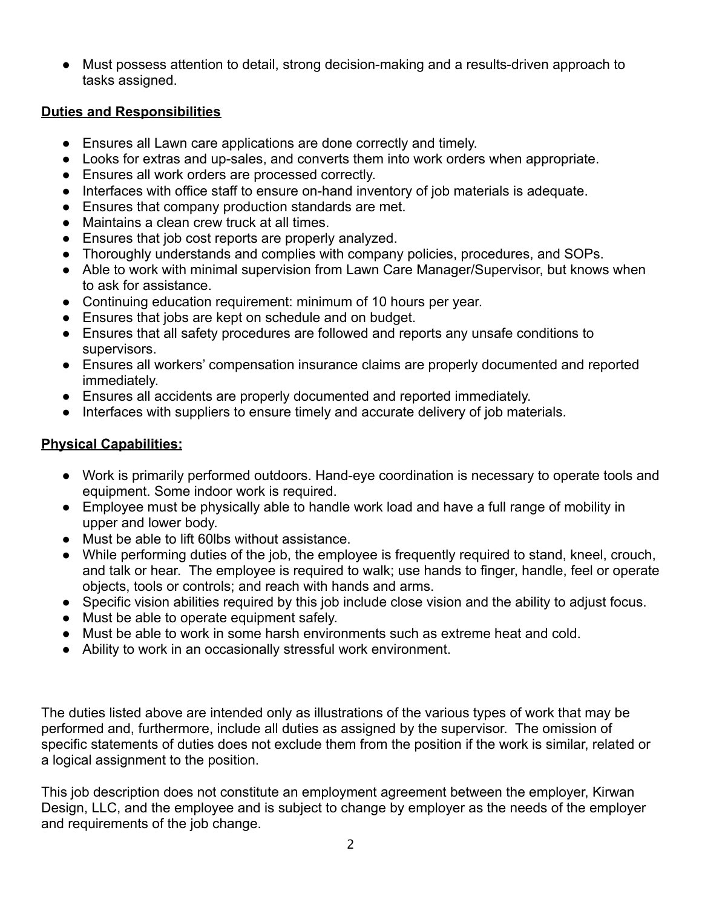- Must possess attention to detail, strong decision-making and a results-driven approach to tasks assigned.

**Duties and Responsibilities**

- Ensures all Lawn care applications are done correctly and timely.
- Looks for extras and up-sales, and converts them into work orders when appropriate.
- Ensures all work orders are processed correctly.
- Interfaces with office staff to ensure on-hand inventory of job materials is adequate.
- Ensures that company production standards are met.
- Maintains a clean crew truck at all times.
- Ensures that job cost reports are properly analyzed.
- Thoroughly understands and complies with company policies, procedures, and SOPs.
- Able to work with minimal supervision from Lawn Care Manager/Supervisor, but knows when to ask for assistance.
- Continuing education requirement: minimum of 10 hours per year.
- Ensures that jobs are kept on schedule and on budget.
- Ensures that all safety procedures are followed and reports any unsafe conditions to supervisors.
- Ensures all workers' compensation insurance claims are properly documented and reported immediately.
- Ensures all accidents are properly documented and reported immediately.
- Interfaces with suppliers to ensure timely and accurate delivery of job materials.

**Physical Capabilities:**

- Work is primarily performed outdoors. Hand-eye coordination is necessary to operate tools and equipment. Some indoor work is required.
- Employee must be physically able to handle work load and have a full range of mobility in upper and lower body.
- Must be able to lift 60lbs without assistance.
- While performing duties of the job, the employee is frequently required to stand, kneel, crouch, and talk or hear. The employee is required to walk; use hands to finger, handle, feel or operate objects, tools or controls; and reach with hands and arms.
- Specific vision abilities required by this job include close vision and the ability to adjust focus.
- Must be able to operate equipment safely.
- Must be able to work in some harsh environments such as extreme heat and cold.
- Ability to work in an occasionally stressful work environment.

The duties listed above are intended only as illustrations of the various types of work that may be performed and, furthermore, include all duties as assigned by the supervisor. The omission of specific statements of duties does not exclude them from the position if the work is similar, related or a logical assignment to the position.

This job description does not constitute an employment agreement between the employer, Kirwan Design, LLC, and the employee and is subject to change by employer as the needs of the employer and requirements of the job change.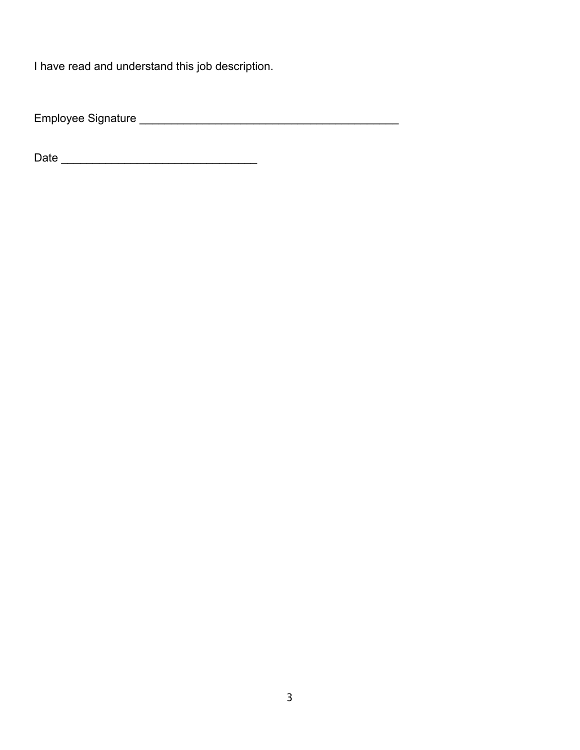I have read and understand this job description.

Employee Signature ________________________________________

Date ______________________________